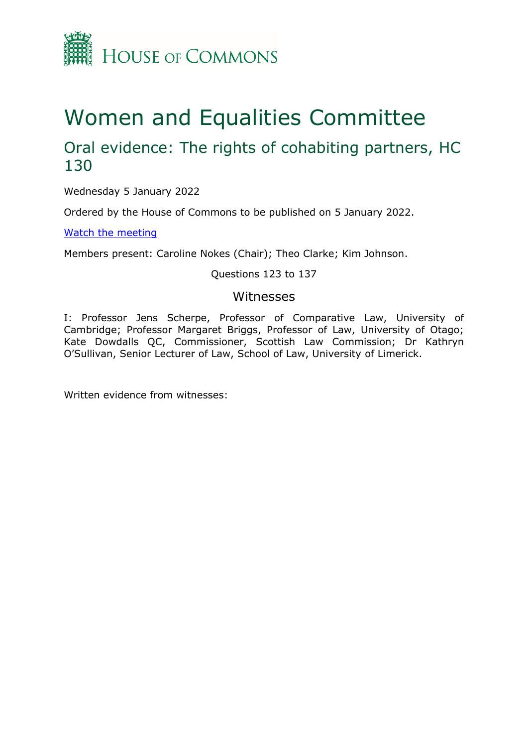HOUSE OF COMMONS

# Women and Equalities Committee

## Oral evidence: The rights of cohabiting partners, HC 130

Wednesday 5 January 2022

Ordered by the House of Commons to be published on 5 January 2022.

[Watch the meeting]

Members present: Caroline Nokes (Chair); Theo Clarke; Kim Johnson.

Questions 123 to 137

### Witnesses

I: Professor Jens Scherpe, Professor of Comparative Law, University of Cambridge; Professor Margaret Briggs, Professor of Law, University of Otago; Kate Dowdalls QC, Commissioner, Scottish Law Commission; Dr Kathryn O'Sullivan, Senior Lecturer of Law, School of Law, University of Limerick.

Written evidence from witnesses: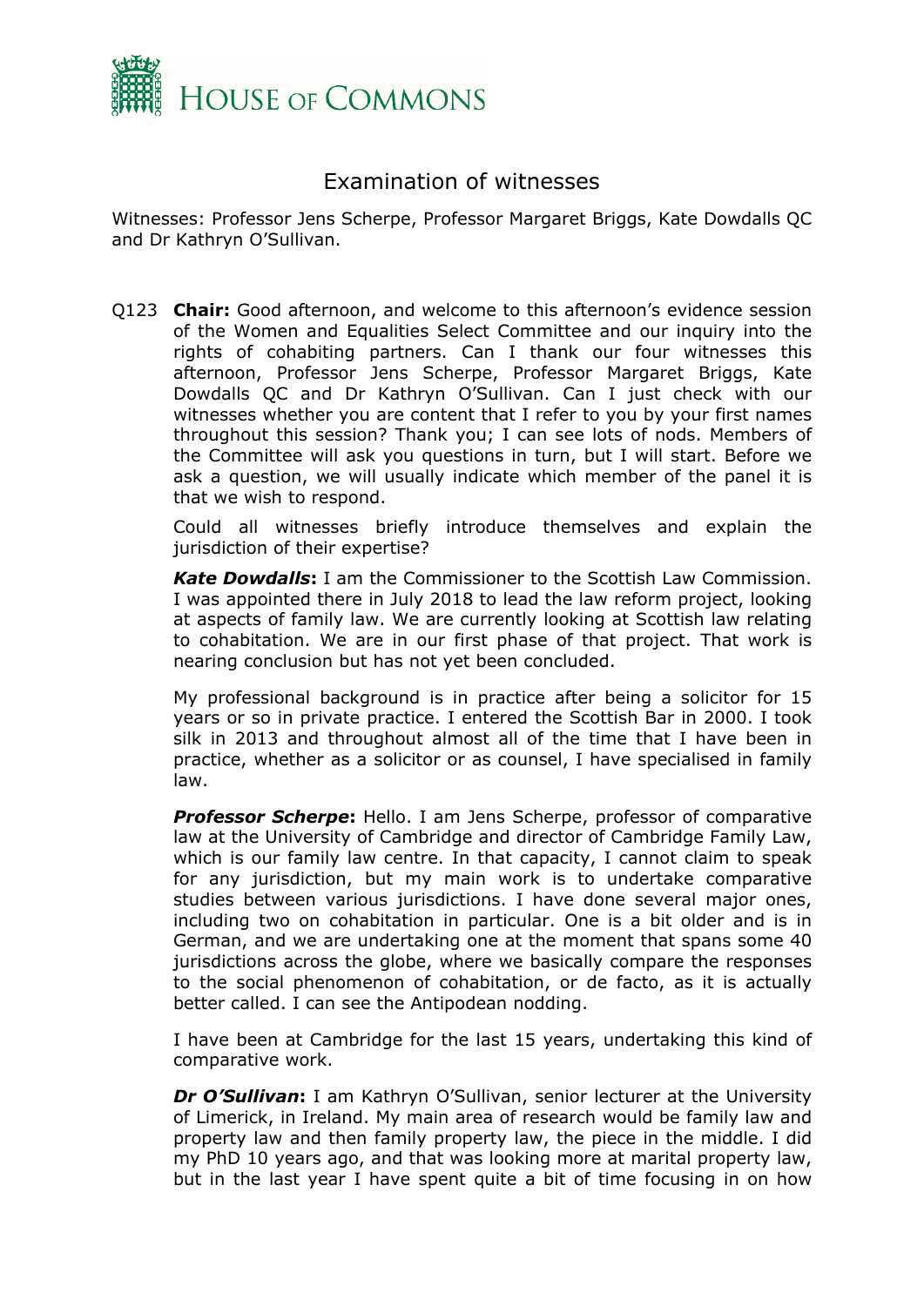# Examination of witnesses

Witnesses: Professor Jens Scherpe, Professor Margaret Briggs, Kate Dowdalls QC and Dr Kathryn O'Sullivan.

Q123 **Chair:** Good afternoon, and welcome to this afternoon's evidence session of the Women and Equalities Select Committee and our inquiry into the rights of cohabiting partners. Can I thank our four witnesses this afternoon, Professor Jens Scherpe, Professor Margaret Briggs, Kate Dowdalls QC and Dr Kathryn O'Sullivan. Can I just check with our witnesses whether you are content that I refer to you by your first names throughout this session? Thank you; I can see lots of nods. Members of the Committee will ask you questions in turn, but I will start. Before we ask a question, we will usually indicate which member of the panel it is that we wish to respond.

Could all witnesses briefly introduce themselves and explain the jurisdiction of their expertise?

***Kate Dowdalls*:** I am the Commissioner to the Scottish Law Commission. I was appointed there in July 2018 to lead the law reform project, looking at aspects of family law. We are currently looking at Scottish law relating to cohabitation. We are in our first phase of that project. That work is nearing conclusion but has not yet been concluded.

My professional background is in practice after being a solicitor for 15 years or so in private practice. I entered the Scottish Bar in 2000. I took silk in 2013 and throughout almost all of the time that I have been in practice, whether as a solicitor or as counsel, I have specialised in family law.

***Professor Scherpe*:** Hello. I am Jens Scherpe, professor of comparative law at the University of Cambridge and director of Cambridge Family Law, which is our family law centre. In that capacity, I cannot claim to speak for any jurisdiction, but my main work is to undertake comparative studies between various jurisdictions. I have done several major ones, including two on cohabitation in particular. One is a bit older and is in German, and we are undertaking one at the moment that spans some 40 jurisdictions across the globe, where we basically compare the responses to the social phenomenon of cohabitation, or de facto, as it is actually better called. I can see the Antipodean nodding.

I have been at Cambridge for the last 15 years, undertaking this kind of comparative work.

***Dr O'Sullivan*:** I am Kathryn O'Sullivan, senior lecturer at the University of Limerick, in Ireland. My main area of research would be family law and property law and then family property law, the piece in the middle. I did my PhD 10 years ago, and that was looking more at marital property law, but in the last year I have spent quite a bit of time focusing in on how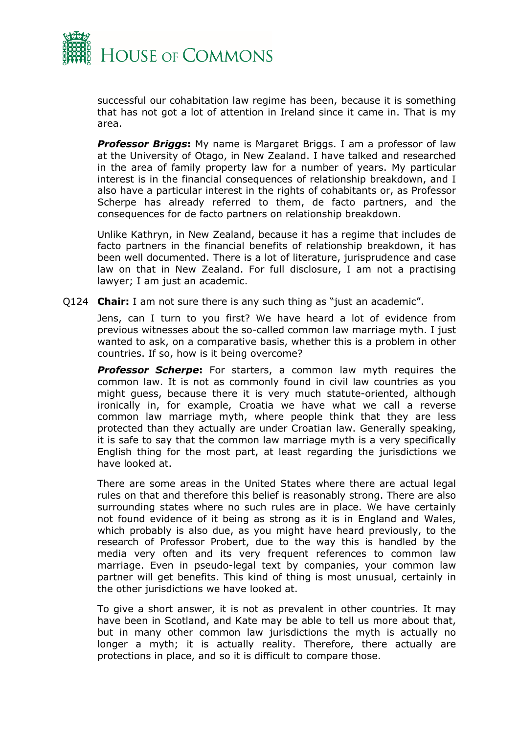successful our cohabitation law regime has been, because it is something that has not got a lot of attention in Ireland since it came in. That is my area.

***Professor Briggs*:** My name is Margaret Briggs. I am a professor of law at the University of Otago, in New Zealand. I have talked and researched in the area of family property law for a number of years. My particular interest is in the financial consequences of relationship breakdown, and I also have a particular interest in the rights of cohabitants or, as Professor Scherpe has already referred to them, de facto partners, and the consequences for de facto partners on relationship breakdown.

Unlike Kathryn, in New Zealand, because it has a regime that includes de facto partners in the financial benefits of relationship breakdown, it has been well documented. There is a lot of literature, jurisprudence and case law on that in New Zealand. For full disclosure, I am not a practising lawyer; I am just an academic.

Q124 **Chair:** I am not sure there is any such thing as "just an academic".

Jens, can I turn to you first? We have heard a lot of evidence from previous witnesses about the so-called common law marriage myth. I just wanted to ask, on a comparative basis, whether this is a problem in other countries. If so, how is it being overcome?

***Professor Scherpe*:** For starters, a common law myth requires the common law. It is not as commonly found in civil law countries as you might guess, because there it is very much statute-oriented, although ironically in, for example, Croatia we have what we call a reverse common law marriage myth, where people think that they are less protected than they actually are under Croatian law. Generally speaking, it is safe to say that the common law marriage myth is a very specifically English thing for the most part, at least regarding the jurisdictions we have looked at.

There are some areas in the United States where there are actual legal rules on that and therefore this belief is reasonably strong. There are also surrounding states where no such rules are in place. We have certainly not found evidence of it being as strong as it is in England and Wales, which probably is also due, as you might have heard previously, to the research of Professor Probert, due to the way this is handled by the media very often and its very frequent references to common law marriage. Even in pseudo-legal text by companies, your common law partner will get benefits. This kind of thing is most unusual, certainly in the other jurisdictions we have looked at.

To give a short answer, it is not as prevalent in other countries. It may have been in Scotland, and Kate may be able to tell us more about that, but in many other common law jurisdictions the myth is actually no longer a myth; it is actually reality. Therefore, there actually are protections in place, and so it is difficult to compare those.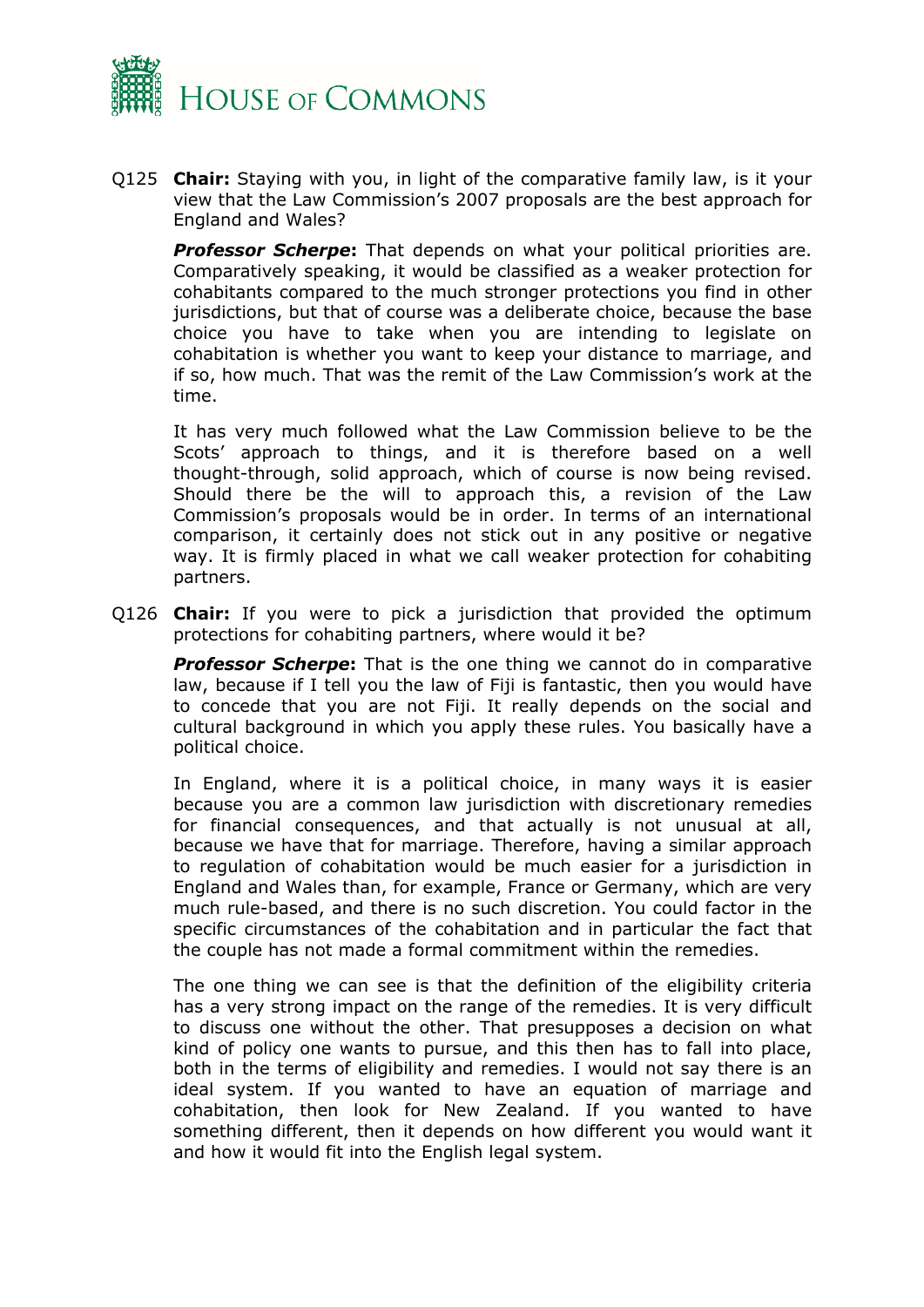Q125 **Chair:** Staying with you, in light of the comparative family law, is it your view that the Law Commission's 2007 proposals are the best approach for England and Wales?

***Professor Scherpe*****:** That depends on what your political priorities are. Comparatively speaking, it would be classified as a weaker protection for cohabitants compared to the much stronger protections you find in other jurisdictions, but that of course was a deliberate choice, because the base choice you have to take when you are intending to legislate on cohabitation is whether you want to keep your distance to marriage, and if so, how much. That was the remit of the Law Commission's work at the time.

It has very much followed what the Law Commission believe to be the Scots' approach to things, and it is therefore based on a well thought-through, solid approach, which of course is now being revised. Should there be the will to approach this, a revision of the Law Commission's proposals would be in order. In terms of an international comparison, it certainly does not stick out in any positive or negative way. It is firmly placed in what we call weaker protection for cohabiting partners.

Q126 **Chair:** If you were to pick a jurisdiction that provided the optimum protections for cohabiting partners, where would it be?

***Professor Scherpe*****:** That is the one thing we cannot do in comparative law, because if I tell you the law of Fiji is fantastic, then you would have to concede that you are not Fiji. It really depends on the social and cultural background in which you apply these rules. You basically have a political choice.

In England, where it is a political choice, in many ways it is easier because you are a common law jurisdiction with discretionary remedies for financial consequences, and that actually is not unusual at all, because we have that for marriage. Therefore, having a similar approach to regulation of cohabitation would be much easier for a jurisdiction in England and Wales than, for example, France or Germany, which are very much rule-based, and there is no such discretion. You could factor in the specific circumstances of the cohabitation and in particular the fact that the couple has not made a formal commitment within the remedies.

The one thing we can see is that the definition of the eligibility criteria has a very strong impact on the range of the remedies. It is very difficult to discuss one without the other. That presupposes a decision on what kind of policy one wants to pursue, and this then has to fall into place, both in the terms of eligibility and remedies. I would not say there is an ideal system. If you wanted to have an equation of marriage and cohabitation, then look for New Zealand. If you wanted to have something different, then it depends on how different you would want it and how it would fit into the English legal system.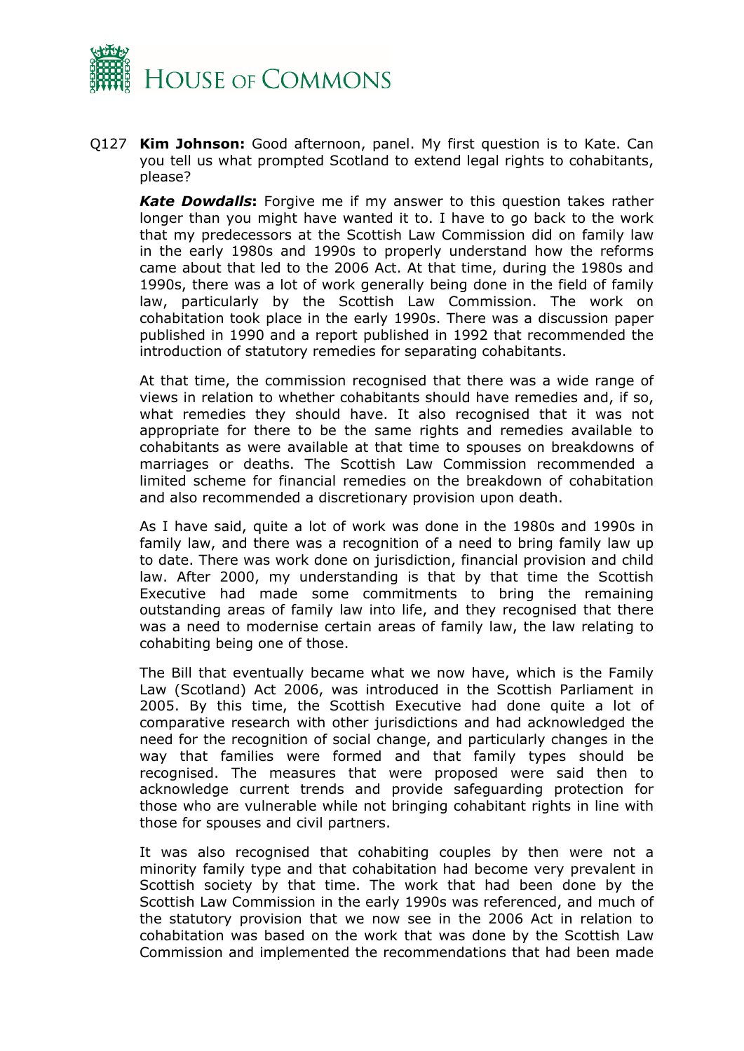Q127 **Kim Johnson:** Good afternoon, panel. My first question is to Kate. Can you tell us what prompted Scotland to extend legal rights to cohabitants, please?

***Kate Dowdalls*:** Forgive me if my answer to this question takes rather longer than you might have wanted it to. I have to go back to the work that my predecessors at the Scottish Law Commission did on family law in the early 1980s and 1990s to properly understand how the reforms came about that led to the 2006 Act. At that time, during the 1980s and 1990s, there was a lot of work generally being done in the field of family law, particularly by the Scottish Law Commission. The work on cohabitation took place in the early 1990s. There was a discussion paper published in 1990 and a report published in 1992 that recommended the introduction of statutory remedies for separating cohabitants.

At that time, the commission recognised that there was a wide range of views in relation to whether cohabitants should have remedies and, if so, what remedies they should have. It also recognised that it was not appropriate for there to be the same rights and remedies available to cohabitants as were available at that time to spouses on breakdowns of marriages or deaths. The Scottish Law Commission recommended a limited scheme for financial remedies on the breakdown of cohabitation and also recommended a discretionary provision upon death.

As I have said, quite a lot of work was done in the 1980s and 1990s in family law, and there was a recognition of a need to bring family law up to date. There was work done on jurisdiction, financial provision and child law. After 2000, my understanding is that by that time the Scottish Executive had made some commitments to bring the remaining outstanding areas of family law into life, and they recognised that there was a need to modernise certain areas of family law, the law relating to cohabiting being one of those.

The Bill that eventually became what we now have, which is the Family Law (Scotland) Act 2006, was introduced in the Scottish Parliament in 2005. By this time, the Scottish Executive had done quite a lot of comparative research with other jurisdictions and had acknowledged the need for the recognition of social change, and particularly changes in the way that families were formed and that family types should be recognised. The measures that were proposed were said then to acknowledge current trends and provide safeguarding protection for those who are vulnerable while not bringing cohabitant rights in line with those for spouses and civil partners.

It was also recognised that cohabiting couples by then were not a minority family type and that cohabitation had become very prevalent in Scottish society by that time. The work that had been done by the Scottish Law Commission in the early 1990s was referenced, and much of the statutory provision that we now see in the 2006 Act in relation to cohabitation was based on the work that was done by the Scottish Law Commission and implemented the recommendations that had been made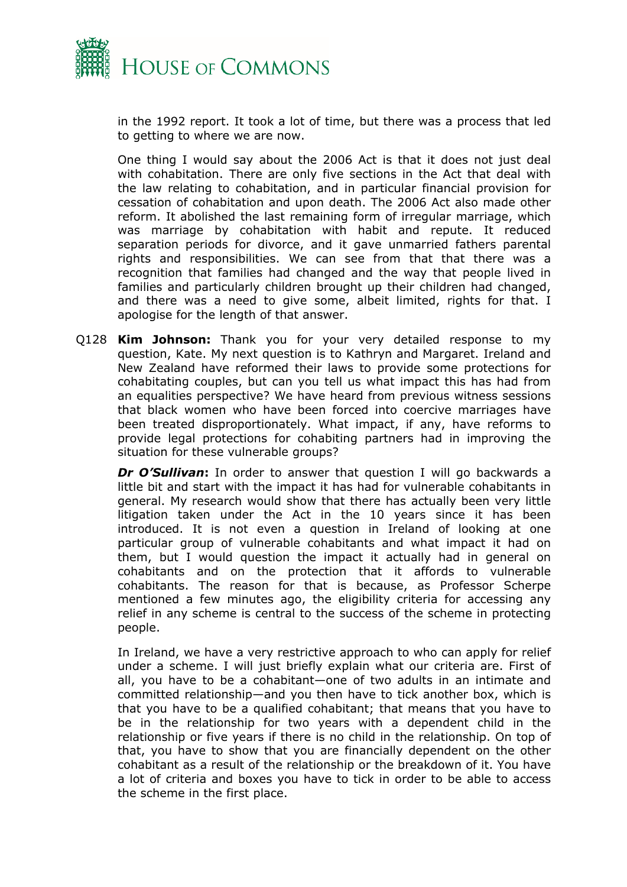in the 1992 report. It took a lot of time, but there was a process that led to getting to where we are now.

One thing I would say about the 2006 Act is that it does not just deal with cohabitation. There are only five sections in the Act that deal with the law relating to cohabitation, and in particular financial provision for cessation of cohabitation and upon death. The 2006 Act also made other reform. It abolished the last remaining form of irregular marriage, which was marriage by cohabitation with habit and repute. It reduced separation periods for divorce, and it gave unmarried fathers parental rights and responsibilities. We can see from that that there was a recognition that families had changed and the way that people lived in families and particularly children brought up their children had changed, and there was a need to give some, albeit limited, rights for that. I apologise for the length of that answer.

Q128 **Kim Johnson:** Thank you for your very detailed response to my question, Kate. My next question is to Kathryn and Margaret. Ireland and New Zealand have reformed their laws to provide some protections for cohabitating couples, but can you tell us what impact this has had from an equalities perspective? We have heard from previous witness sessions that black women who have been forced into coercive marriages have been treated disproportionately. What impact, if any, have reforms to provide legal protections for cohabiting partners had in improving the situation for these vulnerable groups?

***Dr O'Sullivan*:** In order to answer that question I will go backwards a little bit and start with the impact it has had for vulnerable cohabitants in general. My research would show that there has actually been very little litigation taken under the Act in the 10 years since it has been introduced. It is not even a question in Ireland of looking at one particular group of vulnerable cohabitants and what impact it had on them, but I would question the impact it actually had in general on cohabitants and on the protection that it affords to vulnerable cohabitants. The reason for that is because, as Professor Scherpe mentioned a few minutes ago, the eligibility criteria for accessing any relief in any scheme is central to the success of the scheme in protecting people.

In Ireland, we have a very restrictive approach to who can apply for relief under a scheme. I will just briefly explain what our criteria are. First of all, you have to be a cohabitant—one of two adults in an intimate and committed relationship—and you then have to tick another box, which is that you have to be a qualified cohabitant; that means that you have to be in the relationship for two years with a dependent child in the relationship or five years if there is no child in the relationship. On top of that, you have to show that you are financially dependent on the other cohabitant as a result of the relationship or the breakdown of it. You have a lot of criteria and boxes you have to tick in order to be able to access the scheme in the first place.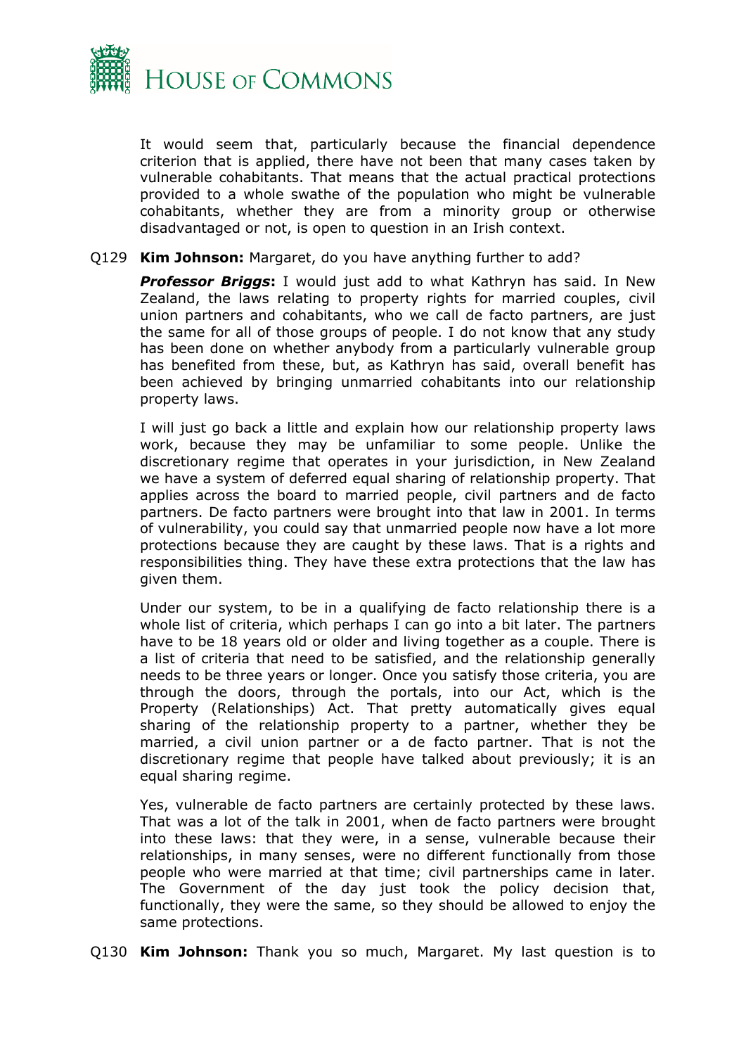It would seem that, particularly because the financial dependence criterion that is applied, there have not been that many cases taken by vulnerable cohabitants. That means that the actual practical protections provided to a whole swathe of the population who might be vulnerable cohabitants, whether they are from a minority group or otherwise disadvantaged or not, is open to question in an Irish context.

Q129 **Kim Johnson:** Margaret, do you have anything further to add?

***Professor Briggs*:** I would just add to what Kathryn has said. In New Zealand, the laws relating to property rights for married couples, civil union partners and cohabitants, who we call de facto partners, are just the same for all of those groups of people. I do not know that any study has been done on whether anybody from a particularly vulnerable group has benefited from these, but, as Kathryn has said, overall benefit has been achieved by bringing unmarried cohabitants into our relationship property laws.

I will just go back a little and explain how our relationship property laws work, because they may be unfamiliar to some people. Unlike the discretionary regime that operates in your jurisdiction, in New Zealand we have a system of deferred equal sharing of relationship property. That applies across the board to married people, civil partners and de facto partners. De facto partners were brought into that law in 2001. In terms of vulnerability, you could say that unmarried people now have a lot more protections because they are caught by these laws. That is a rights and responsibilities thing. They have these extra protections that the law has given them.

Under our system, to be in a qualifying de facto relationship there is a whole list of criteria, which perhaps I can go into a bit later. The partners have to be 18 years old or older and living together as a couple. There is a list of criteria that need to be satisfied, and the relationship generally needs to be three years or longer. Once you satisfy those criteria, you are through the doors, through the portals, into our Act, which is the Property (Relationships) Act. That pretty automatically gives equal sharing of the relationship property to a partner, whether they be married, a civil union partner or a de facto partner. That is not the discretionary regime that people have talked about previously; it is an equal sharing regime.

Yes, vulnerable de facto partners are certainly protected by these laws. That was a lot of the talk in 2001, when de facto partners were brought into these laws: that they were, in a sense, vulnerable because their relationships, in many senses, were no different functionally from those people who were married at that time; civil partnerships came in later. The Government of the day just took the policy decision that, functionally, they were the same, so they should be allowed to enjoy the same protections.

Q130 **Kim Johnson:** Thank you so much, Margaret. My last question is to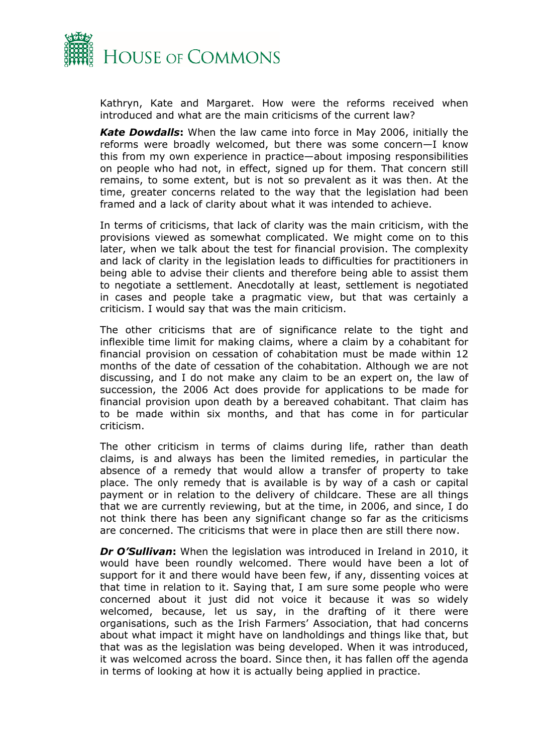Kathryn, Kate and Margaret. How were the reforms received when introduced and what are the main criticisms of the current law?

***Kate Dowdalls*:** When the law came into force in May 2006, initially the reforms were broadly welcomed, but there was some concern—I know this from my own experience in practice—about imposing responsibilities on people who had not, in effect, signed up for them. That concern still remains, to some extent, but is not so prevalent as it was then. At the time, greater concerns related to the way that the legislation had been framed and a lack of clarity about what it was intended to achieve.

In terms of criticisms, that lack of clarity was the main criticism, with the provisions viewed as somewhat complicated. We might come on to this later, when we talk about the test for financial provision. The complexity and lack of clarity in the legislation leads to difficulties for practitioners in being able to advise their clients and therefore being able to assist them to negotiate a settlement. Anecdotally at least, settlement is negotiated in cases and people take a pragmatic view, but that was certainly a criticism. I would say that was the main criticism.

The other criticisms that are of significance relate to the tight and inflexible time limit for making claims, where a claim by a cohabitant for financial provision on cessation of cohabitation must be made within 12 months of the date of cessation of the cohabitation. Although we are not discussing, and I do not make any claim to be an expert on, the law of succession, the 2006 Act does provide for applications to be made for financial provision upon death by a bereaved cohabitant. That claim has to be made within six months, and that has come in for particular criticism.

The other criticism in terms of claims during life, rather than death claims, is and always has been the limited remedies, in particular the absence of a remedy that would allow a transfer of property to take place. The only remedy that is available is by way of a cash or capital payment or in relation to the delivery of childcare. These are all things that we are currently reviewing, but at the time, in 2006, and since, I do not think there has been any significant change so far as the criticisms are concerned. The criticisms that were in place then are still there now.

***Dr O'Sullivan*:** When the legislation was introduced in Ireland in 2010, it would have been roundly welcomed. There would have been a lot of support for it and there would have been few, if any, dissenting voices at that time in relation to it. Saying that, I am sure some people who were concerned about it just did not voice it because it was so widely welcomed, because, let us say, in the drafting of it there were organisations, such as the Irish Farmers' Association, that had concerns about what impact it might have on landholdings and things like that, but that was as the legislation was being developed. When it was introduced, it was welcomed across the board. Since then, it has fallen off the agenda in terms of looking at how it is actually being applied in practice.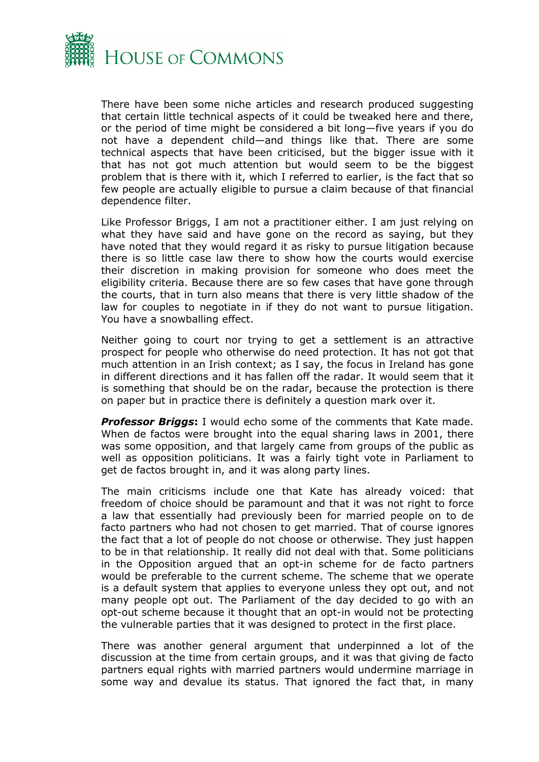There have been some niche articles and research produced suggesting that certain little technical aspects of it could be tweaked here and there, or the period of time might be considered a bit long—five years if you do not have a dependent child—and things like that. There are some technical aspects that have been criticised, but the bigger issue with it that has not got much attention but would seem to be the biggest problem that is there with it, which I referred to earlier, is the fact that so few people are actually eligible to pursue a claim because of that financial dependence filter.

Like Professor Briggs, I am not a practitioner either. I am just relying on what they have said and have gone on the record as saying, but they have noted that they would regard it as risky to pursue litigation because there is so little case law there to show how the courts would exercise their discretion in making provision for someone who does meet the eligibility criteria. Because there are so few cases that have gone through the courts, that in turn also means that there is very little shadow of the law for couples to negotiate in if they do not want to pursue litigation. You have a snowballing effect.

Neither going to court nor trying to get a settlement is an attractive prospect for people who otherwise do need protection. It has not got that much attention in an Irish context; as I say, the focus in Ireland has gone in different directions and it has fallen off the radar. It would seem that it is something that should be on the radar, because the protection is there on paper but in practice there is definitely a question mark over it.

***Professor Briggs*:** I would echo some of the comments that Kate made. When de factos were brought into the equal sharing laws in 2001, there was some opposition, and that largely came from groups of the public as well as opposition politicians. It was a fairly tight vote in Parliament to get de factos brought in, and it was along party lines.

The main criticisms include one that Kate has already voiced: that freedom of choice should be paramount and that it was not right to force a law that essentially had previously been for married people on to de facto partners who had not chosen to get married. That of course ignores the fact that a lot of people do not choose or otherwise. They just happen to be in that relationship. It really did not deal with that. Some politicians in the Opposition argued that an opt-in scheme for de facto partners would be preferable to the current scheme. The scheme that we operate is a default system that applies to everyone unless they opt out, and not many people opt out. The Parliament of the day decided to go with an opt-out scheme because it thought that an opt-in would not be protecting the vulnerable parties that it was designed to protect in the first place.

There was another general argument that underpinned a lot of the discussion at the time from certain groups, and it was that giving de facto partners equal rights with married partners would undermine marriage in some way and devalue its status. That ignored the fact that, in many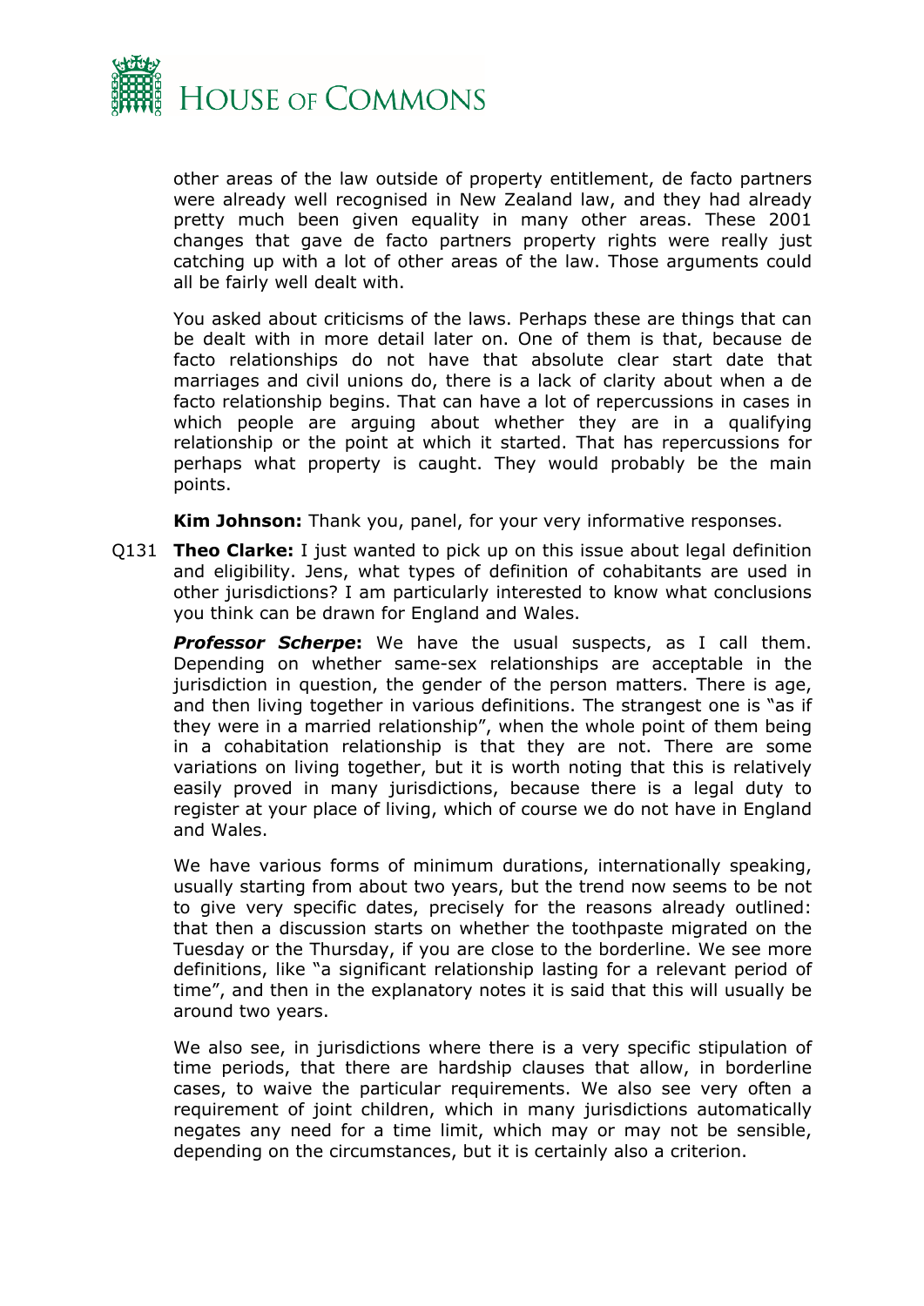other areas of the law outside of property entitlement, de facto partners were already well recognised in New Zealand law, and they had already pretty much been given equality in many other areas. These 2001 changes that gave de facto partners property rights were really just catching up with a lot of other areas of the law. Those arguments could all be fairly well dealt with.

You asked about criticisms of the laws. Perhaps these are things that can be dealt with in more detail later on. One of them is that, because de facto relationships do not have that absolute clear start date that marriages and civil unions do, there is a lack of clarity about when a de facto relationship begins. That can have a lot of repercussions in cases in which people are arguing about whether they are in a qualifying relationship or the point at which it started. That has repercussions for perhaps what property is caught. They would probably be the main points.

**Kim Johnson:** Thank you, panel, for your very informative responses.

Q131 **Theo Clarke:** I just wanted to pick up on this issue about legal definition and eligibility. Jens, what types of definition of cohabitants are used in other jurisdictions? I am particularly interested to know what conclusions you think can be drawn for England and Wales.

***Professor Scherpe*:** We have the usual suspects, as I call them. Depending on whether same-sex relationships are acceptable in the jurisdiction in question, the gender of the person matters. There is age, and then living together in various definitions. The strangest one is "as if they were in a married relationship", when the whole point of them being in a cohabitation relationship is that they are not. There are some variations on living together, but it is worth noting that this is relatively easily proved in many jurisdictions, because there is a legal duty to register at your place of living, which of course we do not have in England and Wales.

We have various forms of minimum durations, internationally speaking, usually starting from about two years, but the trend now seems to be not to give very specific dates, precisely for the reasons already outlined: that then a discussion starts on whether the toothpaste migrated on the Tuesday or the Thursday, if you are close to the borderline. We see more definitions, like "a significant relationship lasting for a relevant period of time", and then in the explanatory notes it is said that this will usually be around two years.

We also see, in jurisdictions where there is a very specific stipulation of time periods, that there are hardship clauses that allow, in borderline cases, to waive the particular requirements. We also see very often a requirement of joint children, which in many jurisdictions automatically negates any need for a time limit, which may or may not be sensible, depending on the circumstances, but it is certainly also a criterion.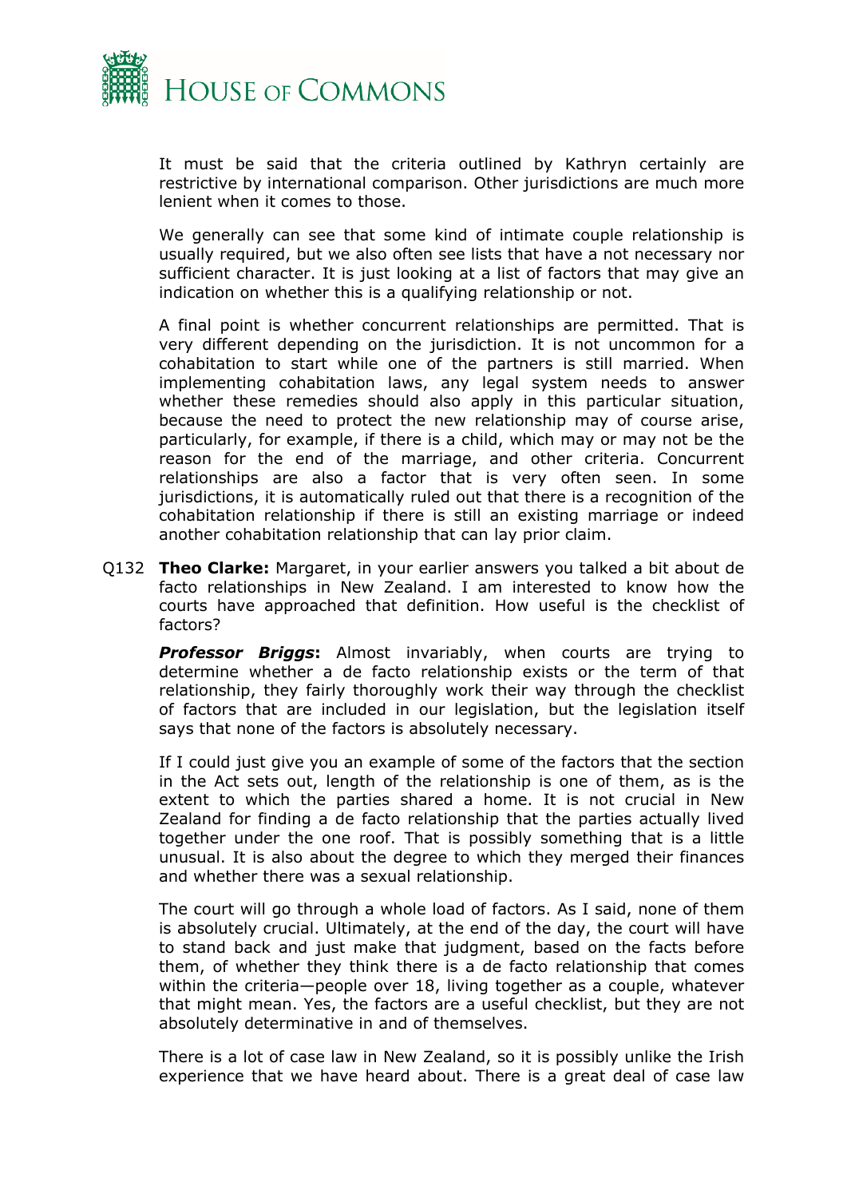It must be said that the criteria outlined by Kathryn certainly are restrictive by international comparison. Other jurisdictions are much more lenient when it comes to those.

We generally can see that some kind of intimate couple relationship is usually required, but we also often see lists that have a not necessary nor sufficient character. It is just looking at a list of factors that may give an indication on whether this is a qualifying relationship or not.

A final point is whether concurrent relationships are permitted. That is very different depending on the jurisdiction. It is not uncommon for a cohabitation to start while one of the partners is still married. When implementing cohabitation laws, any legal system needs to answer whether these remedies should also apply in this particular situation, because the need to protect the new relationship may of course arise, particularly, for example, if there is a child, which may or may not be the reason for the end of the marriage, and other criteria. Concurrent relationships are also a factor that is very often seen. In some jurisdictions, it is automatically ruled out that there is a recognition of the cohabitation relationship if there is still an existing marriage or indeed another cohabitation relationship that can lay prior claim.

Q132 **Theo Clarke:** Margaret, in your earlier answers you talked a bit about de facto relationships in New Zealand. I am interested to know how the courts have approached that definition. How useful is the checklist of factors?

***Professor Briggs*:** Almost invariably, when courts are trying to determine whether a de facto relationship exists or the term of that relationship, they fairly thoroughly work their way through the checklist of factors that are included in our legislation, but the legislation itself says that none of the factors is absolutely necessary.

If I could just give you an example of some of the factors that the section in the Act sets out, length of the relationship is one of them, as is the extent to which the parties shared a home. It is not crucial in New Zealand for finding a de facto relationship that the parties actually lived together under the one roof. That is possibly something that is a little unusual. It is also about the degree to which they merged their finances and whether there was a sexual relationship.

The court will go through a whole load of factors. As I said, none of them is absolutely crucial. Ultimately, at the end of the day, the court will have to stand back and just make that judgment, based on the facts before them, of whether they think there is a de facto relationship that comes within the criteria—people over 18, living together as a couple, whatever that might mean. Yes, the factors are a useful checklist, but they are not absolutely determinative in and of themselves.

There is a lot of case law in New Zealand, so it is possibly unlike the Irish experience that we have heard about. There is a great deal of case law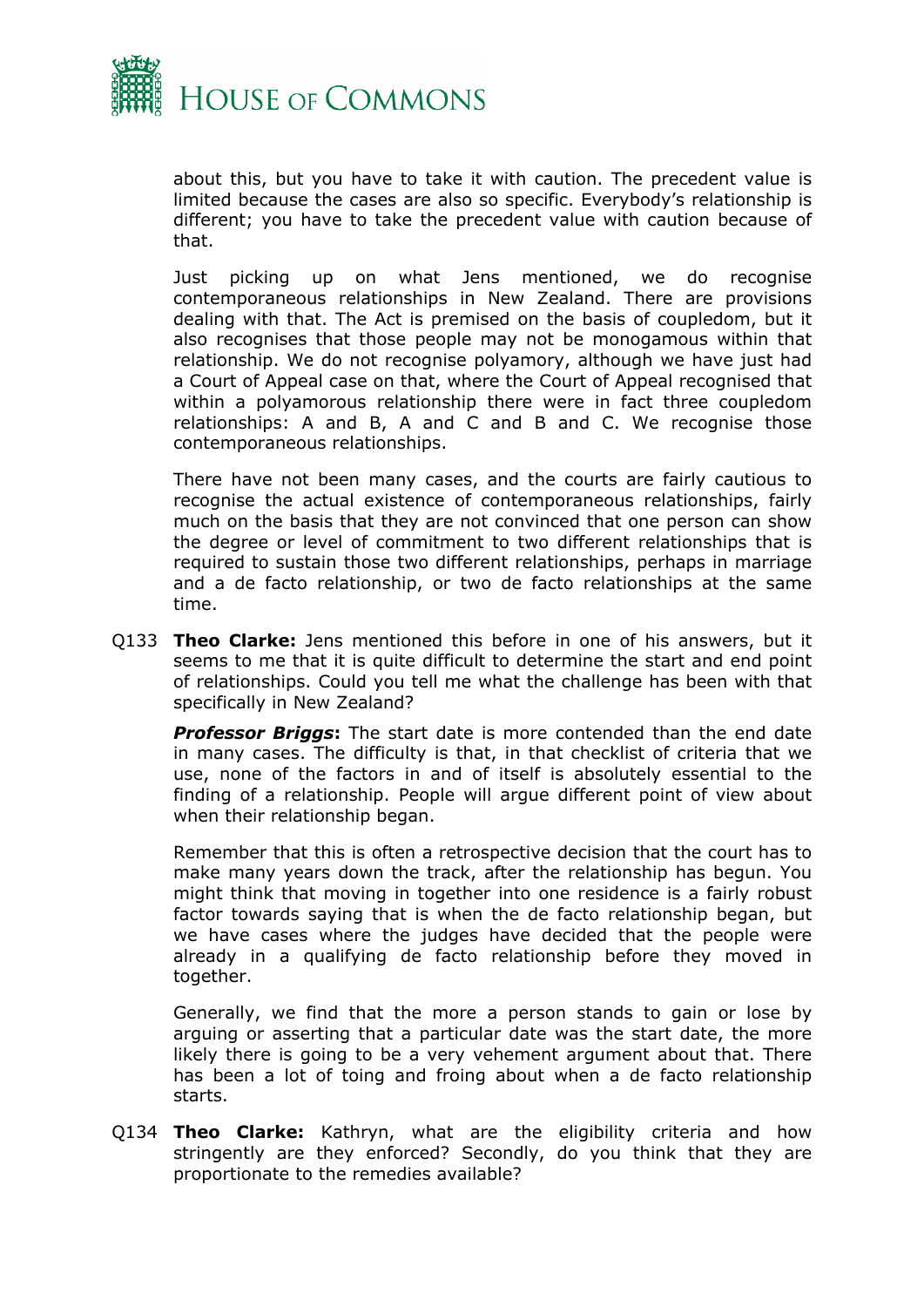about this, but you have to take it with caution. The precedent value is limited because the cases are also so specific. Everybody's relationship is different; you have to take the precedent value with caution because of that.

Just picking up on what Jens mentioned, we do recognise contemporaneous relationships in New Zealand. There are provisions dealing with that. The Act is premised on the basis of coupledom, but it also recognises that those people may not be monogamous within that relationship. We do not recognise polyamory, although we have just had a Court of Appeal case on that, where the Court of Appeal recognised that within a polyamorous relationship there were in fact three coupledom relationships: A and B, A and C and B and C. We recognise those contemporaneous relationships.

There have not been many cases, and the courts are fairly cautious to recognise the actual existence of contemporaneous relationships, fairly much on the basis that they are not convinced that one person can show the degree or level of commitment to two different relationships that is required to sustain those two different relationships, perhaps in marriage and a de facto relationship, or two de facto relationships at the same time.

Q133 **Theo Clarke:** Jens mentioned this before in one of his answers, but it seems to me that it is quite difficult to determine the start and end point of relationships. Could you tell me what the challenge has been with that specifically in New Zealand?

***Professor Briggs*:** The start date is more contended than the end date in many cases. The difficulty is that, in that checklist of criteria that we use, none of the factors in and of itself is absolutely essential to the finding of a relationship. People will argue different point of view about when their relationship began.

Remember that this is often a retrospective decision that the court has to make many years down the track, after the relationship has begun. You might think that moving in together into one residence is a fairly robust factor towards saying that is when the de facto relationship began, but we have cases where the judges have decided that the people were already in a qualifying de facto relationship before they moved in together.

Generally, we find that the more a person stands to gain or lose by arguing or asserting that a particular date was the start date, the more likely there is going to be a very vehement argument about that. There has been a lot of toing and froing about when a de facto relationship starts.

Q134 **Theo Clarke:** Kathryn, what are the eligibility criteria and how stringently are they enforced? Secondly, do you think that they are proportionate to the remedies available?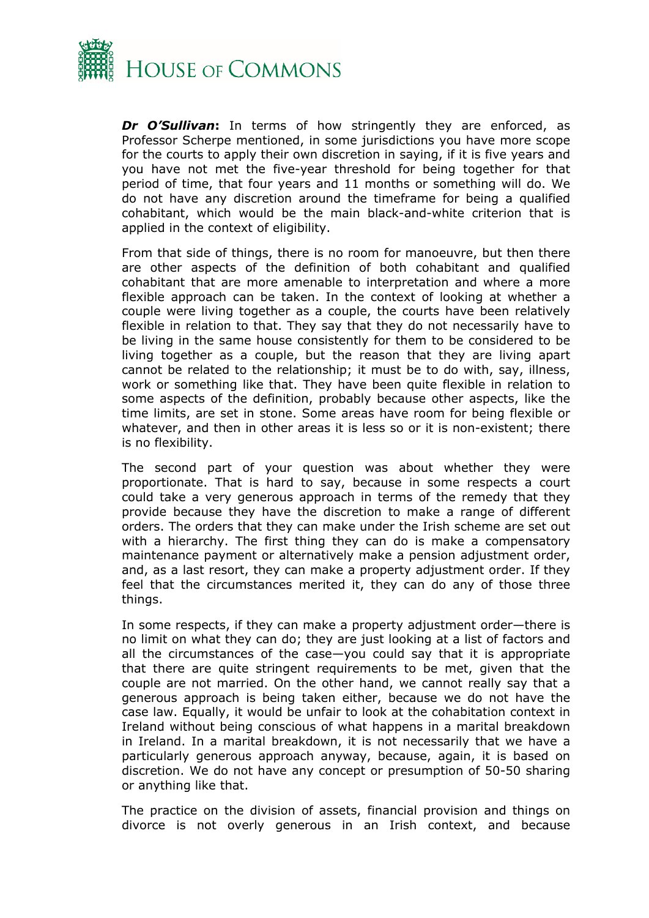***Dr O'Sullivan*:** In terms of how stringently they are enforced, as Professor Scherpe mentioned, in some jurisdictions you have more scope for the courts to apply their own discretion in saying, if it is five years and you have not met the five-year threshold for being together for that period of time, that four years and 11 months or something will do. We do not have any discretion around the timeframe for being a qualified cohabitant, which would be the main black-and-white criterion that is applied in the context of eligibility.

From that side of things, there is no room for manoeuvre, but then there are other aspects of the definition of both cohabitant and qualified cohabitant that are more amenable to interpretation and where a more flexible approach can be taken. In the context of looking at whether a couple were living together as a couple, the courts have been relatively flexible in relation to that. They say that they do not necessarily have to be living in the same house consistently for them to be considered to be living together as a couple, but the reason that they are living apart cannot be related to the relationship; it must be to do with, say, illness, work or something like that. They have been quite flexible in relation to some aspects of the definition, probably because other aspects, like the time limits, are set in stone. Some areas have room for being flexible or whatever, and then in other areas it is less so or it is non-existent; there is no flexibility.

The second part of your question was about whether they were proportionate. That is hard to say, because in some respects a court could take a very generous approach in terms of the remedy that they provide because they have the discretion to make a range of different orders. The orders that they can make under the Irish scheme are set out with a hierarchy. The first thing they can do is make a compensatory maintenance payment or alternatively make a pension adjustment order, and, as a last resort, they can make a property adjustment order. If they feel that the circumstances merited it, they can do any of those three things.

In some respects, if they can make a property adjustment order—there is no limit on what they can do; they are just looking at a list of factors and all the circumstances of the case—you could say that it is appropriate that there are quite stringent requirements to be met, given that the couple are not married. On the other hand, we cannot really say that a generous approach is being taken either, because we do not have the case law. Equally, it would be unfair to look at the cohabitation context in Ireland without being conscious of what happens in a marital breakdown in Ireland. In a marital breakdown, it is not necessarily that we have a particularly generous approach anyway, because, again, it is based on discretion. We do not have any concept or presumption of 50-50 sharing or anything like that.

The practice on the division of assets, financial provision and things on divorce is not overly generous in an Irish context, and because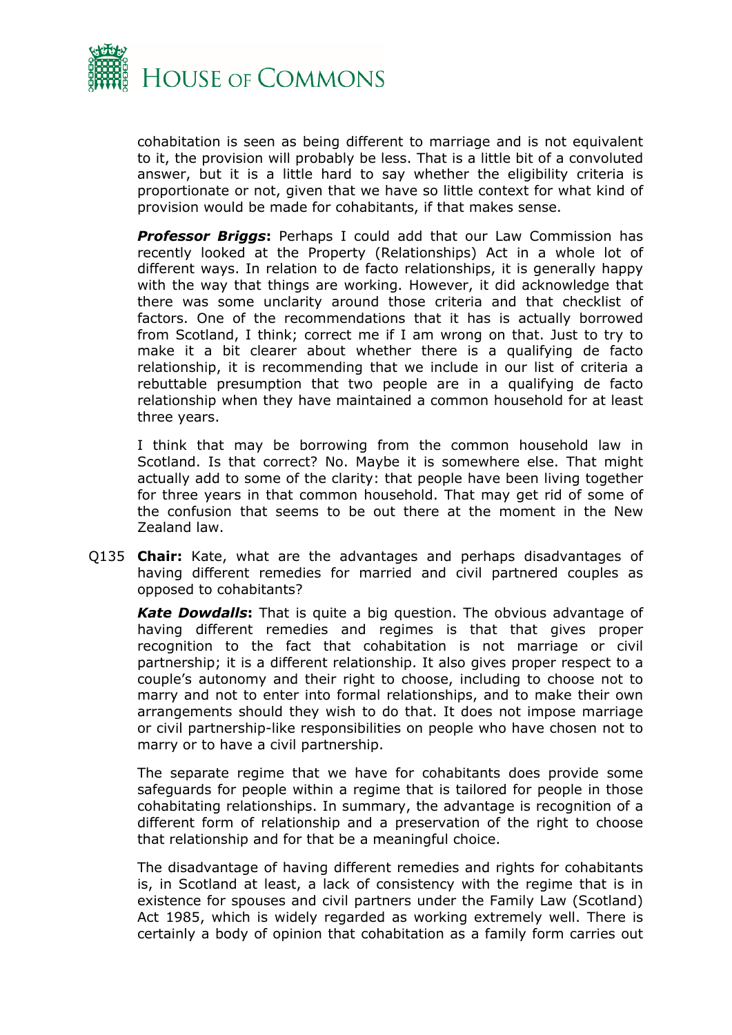cohabitation is seen as being different to marriage and is not equivalent to it, the provision will probably be less. That is a little bit of a convoluted answer, but it is a little hard to say whether the eligibility criteria is proportionate or not, given that we have so little context for what kind of provision would be made for cohabitants, if that makes sense.

***Professor Briggs*:** Perhaps I could add that our Law Commission has recently looked at the Property (Relationships) Act in a whole lot of different ways. In relation to de facto relationships, it is generally happy with the way that things are working. However, it did acknowledge that there was some unclarity around those criteria and that checklist of factors. One of the recommendations that it has is actually borrowed from Scotland, I think; correct me if I am wrong on that. Just to try to make it a bit clearer about whether there is a qualifying de facto relationship, it is recommending that we include in our list of criteria a rebuttable presumption that two people are in a qualifying de facto relationship when they have maintained a common household for at least three years.

I think that may be borrowing from the common household law in Scotland. Is that correct? No. Maybe it is somewhere else. That might actually add to some of the clarity: that people have been living together for three years in that common household. That may get rid of some of the confusion that seems to be out there at the moment in the New Zealand law.

Q135 **Chair:** Kate, what are the advantages and perhaps disadvantages of having different remedies for married and civil partnered couples as opposed to cohabitants?

***Kate Dowdalls*:** That is quite a big question. The obvious advantage of having different remedies and regimes is that that gives proper recognition to the fact that cohabitation is not marriage or civil partnership; it is a different relationship. It also gives proper respect to a couple's autonomy and their right to choose, including to choose not to marry and not to enter into formal relationships, and to make their own arrangements should they wish to do that. It does not impose marriage or civil partnership-like responsibilities on people who have chosen not to marry or to have a civil partnership.

The separate regime that we have for cohabitants does provide some safeguards for people within a regime that is tailored for people in those cohabitating relationships. In summary, the advantage is recognition of a different form of relationship and a preservation of the right to choose that relationship and for that be a meaningful choice.

The disadvantage of having different remedies and rights for cohabitants is, in Scotland at least, a lack of consistency with the regime that is in existence for spouses and civil partners under the Family Law (Scotland) Act 1985, which is widely regarded as working extremely well. There is certainly a body of opinion that cohabitation as a family form carries out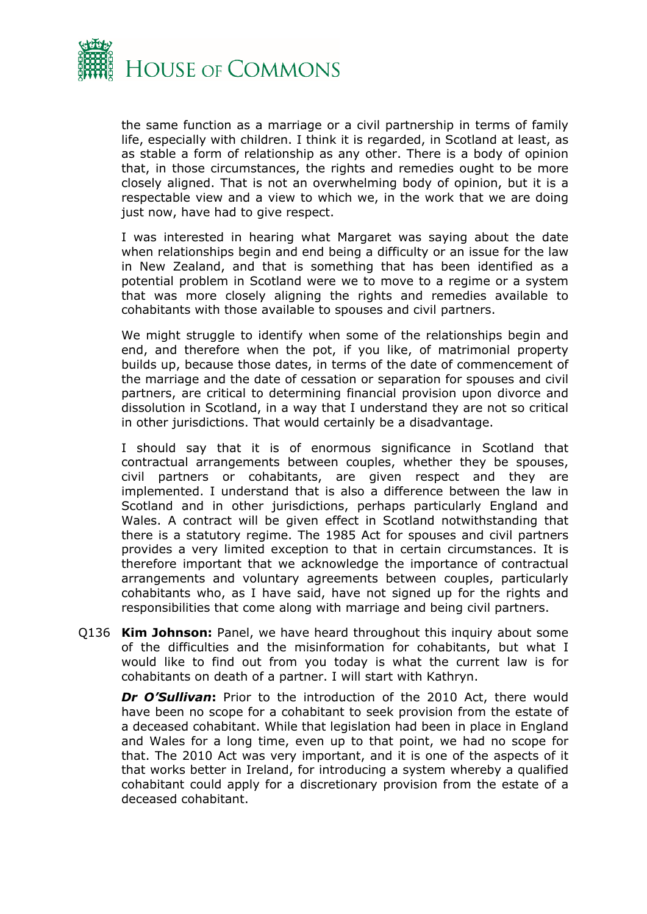the same function as a marriage or a civil partnership in terms of family life, especially with children. I think it is regarded, in Scotland at least, as as stable a form of relationship as any other. There is a body of opinion that, in those circumstances, the rights and remedies ought to be more closely aligned. That is not an overwhelming body of opinion, but it is a respectable view and a view to which we, in the work that we are doing just now, have had to give respect.

I was interested in hearing what Margaret was saying about the date when relationships begin and end being a difficulty or an issue for the law in New Zealand, and that is something that has been identified as a potential problem in Scotland were we to move to a regime or a system that was more closely aligning the rights and remedies available to cohabitants with those available to spouses and civil partners.

We might struggle to identify when some of the relationships begin and end, and therefore when the pot, if you like, of matrimonial property builds up, because those dates, in terms of the date of commencement of the marriage and the date of cessation or separation for spouses and civil partners, are critical to determining financial provision upon divorce and dissolution in Scotland, in a way that I understand they are not so critical in other jurisdictions. That would certainly be a disadvantage.

I should say that it is of enormous significance in Scotland that contractual arrangements between couples, whether they be spouses, civil partners or cohabitants, are given respect and they are implemented. I understand that is also a difference between the law in Scotland and in other jurisdictions, perhaps particularly England and Wales. A contract will be given effect in Scotland notwithstanding that there is a statutory regime. The 1985 Act for spouses and civil partners provides a very limited exception to that in certain circumstances. It is therefore important that we acknowledge the importance of contractual arrangements and voluntary agreements between couples, particularly cohabitants who, as I have said, have not signed up for the rights and responsibilities that come along with marriage and being civil partners.

Q136 **Kim Johnson:** Panel, we have heard throughout this inquiry about some of the difficulties and the misinformation for cohabitants, but what I would like to find out from you today is what the current law is for cohabitants on death of a partner. I will start with Kathryn.

***Dr O'Sullivan*:** Prior to the introduction of the 2010 Act, there would have been no scope for a cohabitant to seek provision from the estate of a deceased cohabitant. While that legislation had been in place in England and Wales for a long time, even up to that point, we had no scope for that. The 2010 Act was very important, and it is one of the aspects of it that works better in Ireland, for introducing a system whereby a qualified cohabitant could apply for a discretionary provision from the estate of a deceased cohabitant.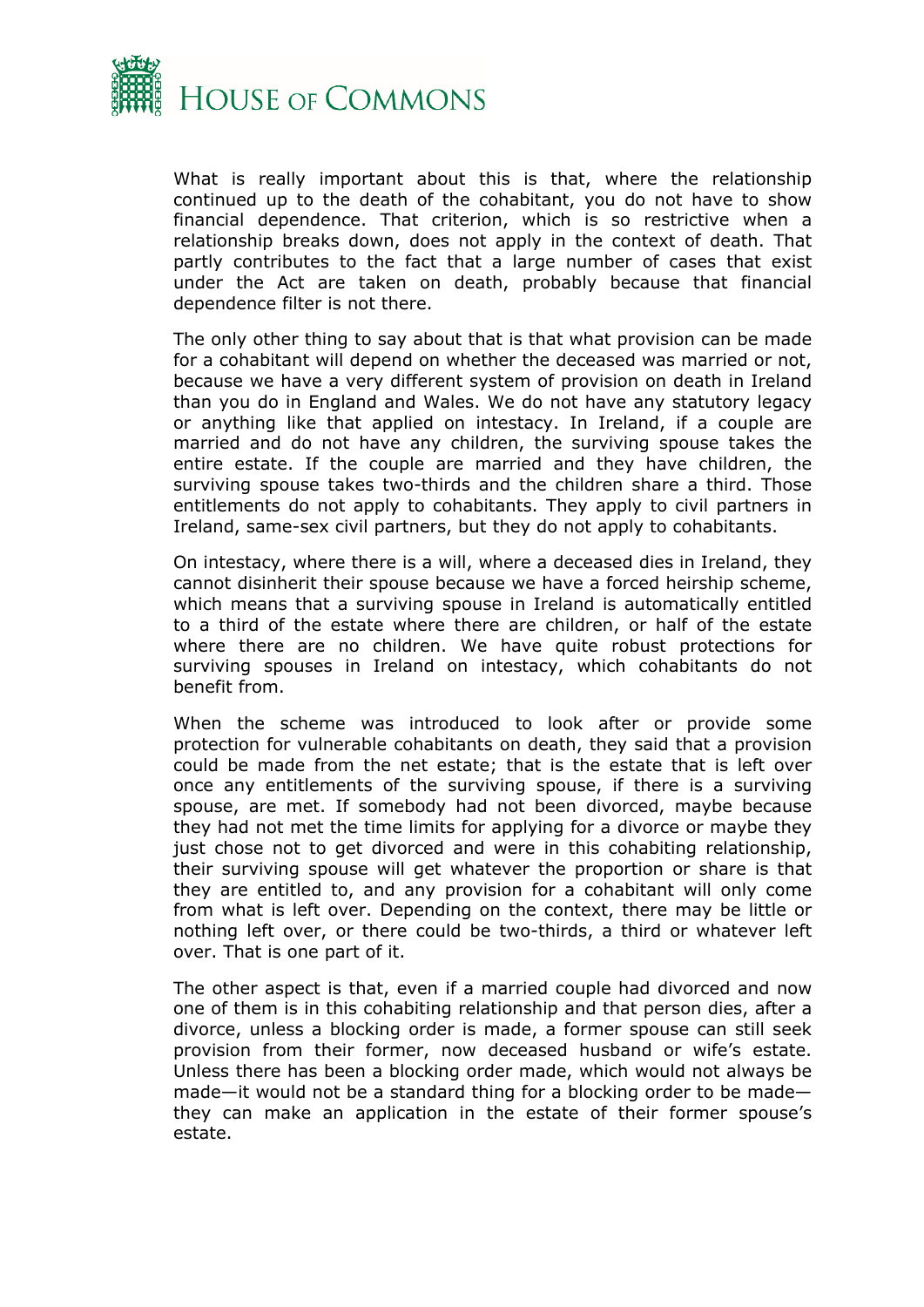What is really important about this is that, where the relationship continued up to the death of the cohabitant, you do not have to show financial dependence. That criterion, which is so restrictive when a relationship breaks down, does not apply in the context of death. That partly contributes to the fact that a large number of cases that exist under the Act are taken on death, probably because that financial dependence filter is not there.

The only other thing to say about that is that what provision can be made for a cohabitant will depend on whether the deceased was married or not, because we have a very different system of provision on death in Ireland than you do in England and Wales. We do not have any statutory legacy or anything like that applied on intestacy. In Ireland, if a couple are married and do not have any children, the surviving spouse takes the entire estate. If the couple are married and they have children, the surviving spouse takes two-thirds and the children share a third. Those entitlements do not apply to cohabitants. They apply to civil partners in Ireland, same-sex civil partners, but they do not apply to cohabitants.

On intestacy, where there is a will, where a deceased dies in Ireland, they cannot disinherit their spouse because we have a forced heirship scheme, which means that a surviving spouse in Ireland is automatically entitled to a third of the estate where there are children, or half of the estate where there are no children. We have quite robust protections for surviving spouses in Ireland on intestacy, which cohabitants do not benefit from.

When the scheme was introduced to look after or provide some protection for vulnerable cohabitants on death, they said that a provision could be made from the net estate; that is the estate that is left over once any entitlements of the surviving spouse, if there is a surviving spouse, are met. If somebody had not been divorced, maybe because they had not met the time limits for applying for a divorce or maybe they just chose not to get divorced and were in this cohabiting relationship, their surviving spouse will get whatever the proportion or share is that they are entitled to, and any provision for a cohabitant will only come from what is left over. Depending on the context, there may be little or nothing left over, or there could be two-thirds, a third or whatever left over. That is one part of it.

The other aspect is that, even if a married couple had divorced and now one of them is in this cohabiting relationship and that person dies, after a divorce, unless a blocking order is made, a former spouse can still seek provision from their former, now deceased husband or wife's estate. Unless there has been a blocking order made, which would not always be made—it would not be a standard thing for a blocking order to be made—they can make an application in the estate of their former spouse's estate.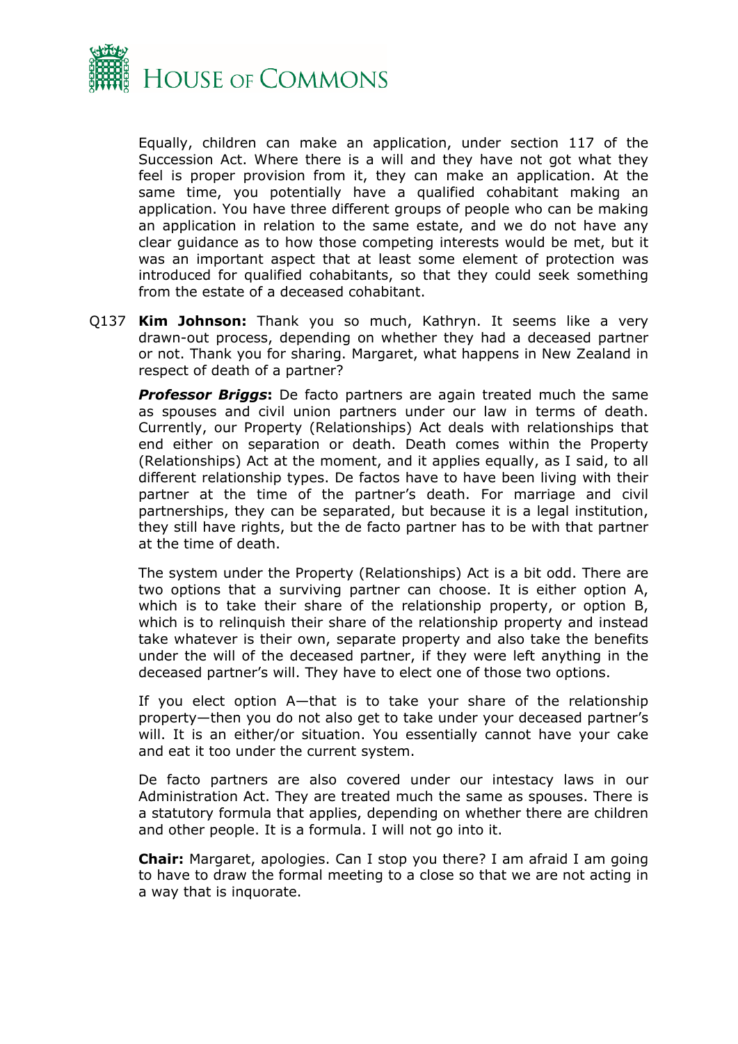Equally, children can make an application, under section 117 of the Succession Act. Where there is a will and they have not got what they feel is proper provision from it, they can make an application. At the same time, you potentially have a qualified cohabitant making an application. You have three different groups of people who can be making an application in relation to the same estate, and we do not have any clear guidance as to how those competing interests would be met, but it was an important aspect that at least some element of protection was introduced for qualified cohabitants, so that they could seek something from the estate of a deceased cohabitant.

Q137 **Kim Johnson:** Thank you so much, Kathryn. It seems like a very drawn-out process, depending on whether they had a deceased partner or not. Thank you for sharing. Margaret, what happens in New Zealand in respect of death of a partner?

***Professor Briggs*:** De facto partners are again treated much the same as spouses and civil union partners under our law in terms of death. Currently, our Property (Relationships) Act deals with relationships that end either on separation or death. Death comes within the Property (Relationships) Act at the moment, and it applies equally, as I said, to all different relationship types. De factos have to have been living with their partner at the time of the partner's death. For marriage and civil partnerships, they can be separated, but because it is a legal institution, they still have rights, but the de facto partner has to be with that partner at the time of death.

The system under the Property (Relationships) Act is a bit odd. There are two options that a surviving partner can choose. It is either option A, which is to take their share of the relationship property, or option B, which is to relinquish their share of the relationship property and instead take whatever is their own, separate property and also take the benefits under the will of the deceased partner, if they were left anything in the deceased partner's will. They have to elect one of those two options.

If you elect option A—that is to take your share of the relationship property—then you do not also get to take under your deceased partner's will. It is an either/or situation. You essentially cannot have your cake and eat it too under the current system.

De facto partners are also covered under our intestacy laws in our Administration Act. They are treated much the same as spouses. There is a statutory formula that applies, depending on whether there are children and other people. It is a formula. I will not go into it.

**Chair:** Margaret, apologies. Can I stop you there? I am afraid I am going to have to draw the formal meeting to a close so that we are not acting in a way that is inquorate.